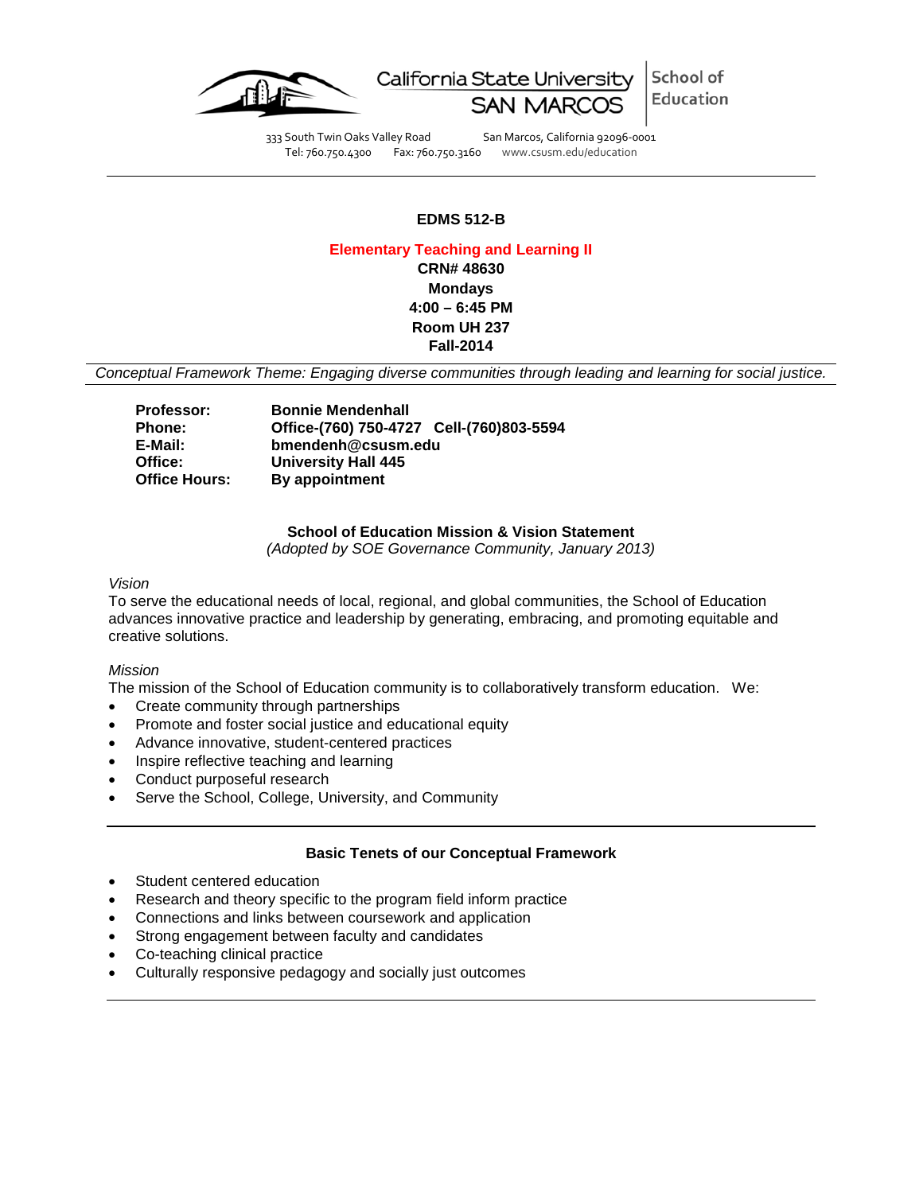California State University SAN MARCOS | School of Education

333 South Twin Oaks Valley Road San Marcos, California 92096-0001
Tel: 760.750.4300 Fax: 760.750.3160 www.csusm.edu/education

---

**EDMS 512-B**

**Elementary Teaching and Learning II**
**CRN# 48630**
**Mondays**
**4:00 – 6:45 PM**
**Room UH 237**
**Fall-2014**

*Conceptual Framework Theme: Engaging diverse communities through leading and learning for social justice.*

| | |
|---|---|
| **Professor:** | **Bonnie Mendenhall** |
| **Phone:** | **Office-(760) 750-4727 Cell-(760)803-5594** |
| **E-Mail:** | **bmendenh@csusm.edu** |
| **Office:** | **University Hall 445** |
| **Office Hours:** | **By appointment** |

**School of Education Mission & Vision Statement**
*(Adopted by SOE Governance Community, January 2013)*

*Vision*
To serve the educational needs of local, regional, and global communities, the School of Education advances innovative practice and leadership by generating, embracing, and promoting equitable and creative solutions.

*Mission*
The mission of the School of Education community is to collaboratively transform education. We:

- Create community through partnerships
- Promote and foster social justice and educational equity
- Advance innovative, student-centered practices
- Inspire reflective teaching and learning
- Conduct purposeful research
- Serve the School, College, University, and Community

---

**Basic Tenets of our Conceptual Framework**

- Student centered education
- Research and theory specific to the program field inform practice
- Connections and links between coursework and application
- Strong engagement between faculty and candidates
- Co-teaching clinical practice
- Culturally responsive pedagogy and socially just outcomes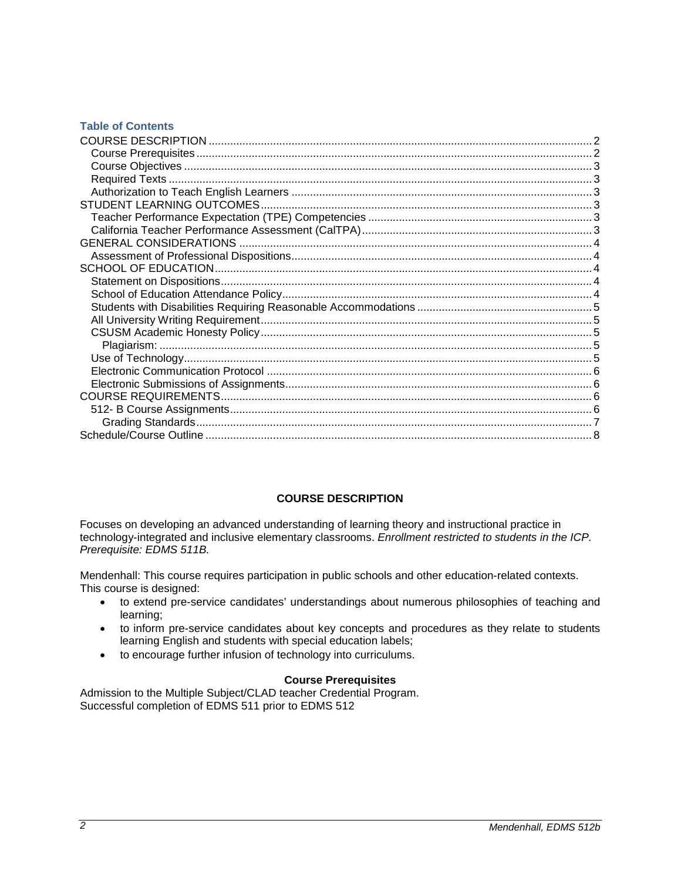### Table of Contents

COURSE DESCRIPTION ........ 2
- Course Prerequisites ........ 2
- Course Objectives ........ 3
- Required Texts ........ 3
- Authorization to Teach English Learners ........ 3

STUDENT LEARNING OUTCOMES ........ 3
- Teacher Performance Expectation (TPE) Competencies ........ 3
- California Teacher Performance Assessment (CalTPA) ........ 3

GENERAL CONSIDERATIONS ........ 4
- Assessment of Professional Dispositions ........ 4

SCHOOL OF EDUCATION ........ 4
- Statement on Dispositions ........ 4
- School of Education Attendance Policy ........ 4
- Students with Disabilities Requiring Reasonable Accommodations ........ 5
- All University Writing Requirement ........ 5
- CSUSM Academic Honesty Policy ........ 5
  - Plagiarism: ........ 5
- Use of Technology ........ 5
- Electronic Communication Protocol ........ 6
- Electronic Submissions of Assignments ........ 6

COURSE REQUIREMENTS ........ 6
- 512- B Course Assignments ........ 6
  - Grading Standards ........ 7

Schedule/Course Outline ........ 8

## COURSE DESCRIPTION

Focuses on developing an advanced understanding of learning theory and instructional practice in technology-integrated and inclusive elementary classrooms. *Enrollment restricted to students in the ICP. Prerequisite: EDMS 511B.*

Mendenhall: This course requires participation in public schools and other education-related contexts. This course is designed:

- to extend pre-service candidates' understandings about numerous philosophies of teaching and learning;
- to inform pre-service candidates about key concepts and procedures as they relate to students learning English and students with special education labels;
- to encourage further infusion of technology into curriculums.

### Course Prerequisites

Admission to the Multiple Subject/CLAD teacher Credential Program.
Successful completion of EDMS 511 prior to EDMS 512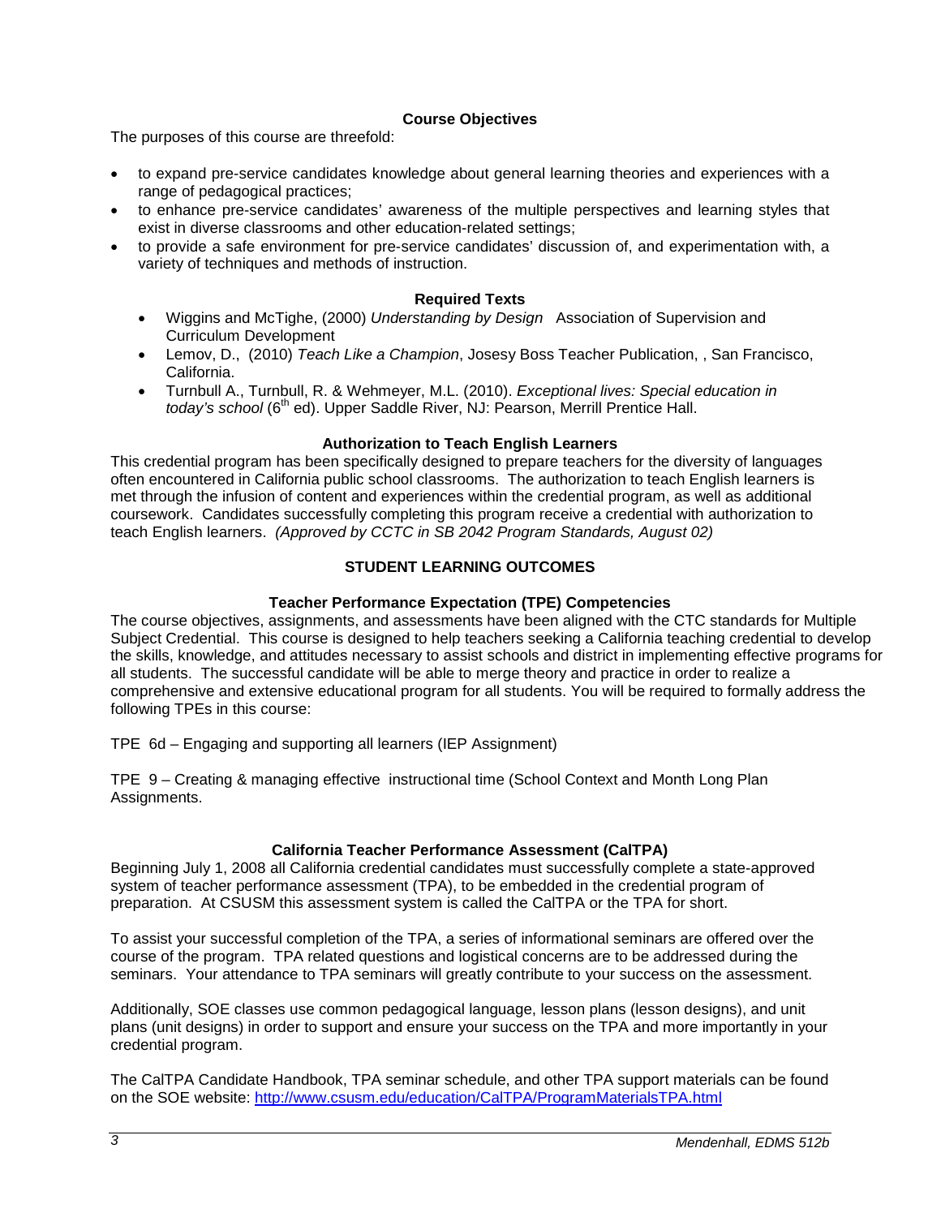## Course Objectives

The purposes of this course are threefold:

- to expand pre-service candidates knowledge about general learning theories and experiences with a range of pedagogical practices;
- to enhance pre-service candidates' awareness of the multiple perspectives and learning styles that exist in diverse classrooms and other education-related settings;
- to provide a safe environment for pre-service candidates' discussion of, and experimentation with, a variety of techniques and methods of instruction.

## Required Texts

- Wiggins and McTighe, (2000) *Understanding by Design* Association of Supervision and Curriculum Development
- Lemov, D., (2010) *Teach Like a Champion*, Josesy Boss Teacher Publication, , San Francisco, California.
- Turnbull A., Turnbull, R. & Wehmeyer, M.L. (2010). *Exceptional lives: Special education in today's school* (6th ed). Upper Saddle River, NJ: Pearson, Merrill Prentice Hall.

## Authorization to Teach English Learners

This credential program has been specifically designed to prepare teachers for the diversity of languages often encountered in California public school classrooms. The authorization to teach English learners is met through the infusion of content and experiences within the credential program, as well as additional coursework. Candidates successfully completing this program receive a credential with authorization to teach English learners. *(Approved by CCTC in SB 2042 Program Standards, August 02)*

## STUDENT LEARNING OUTCOMES

### Teacher Performance Expectation (TPE) Competencies

The course objectives, assignments, and assessments have been aligned with the CTC standards for Multiple Subject Credential. This course is designed to help teachers seeking a California teaching credential to develop the skills, knowledge, and attitudes necessary to assist schools and district in implementing effective programs for all students. The successful candidate will be able to merge theory and practice in order to realize a comprehensive and extensive educational program for all students. You will be required to formally address the following TPEs in this course:

TPE 6d – Engaging and supporting all learners (IEP Assignment)

TPE 9 – Creating & managing effective instructional time (School Context and Month Long Plan Assignments.

### California Teacher Performance Assessment (CalTPA)

Beginning July 1, 2008 all California credential candidates must successfully complete a state-approved system of teacher performance assessment (TPA), to be embedded in the credential program of preparation. At CSUSM this assessment system is called the CalTPA or the TPA for short.

To assist your successful completion of the TPA, a series of informational seminars are offered over the course of the program. TPA related questions and logistical concerns are to be addressed during the seminars. Your attendance to TPA seminars will greatly contribute to your success on the assessment.

Additionally, SOE classes use common pedagogical language, lesson plans (lesson designs), and unit plans (unit designs) in order to support and ensure your success on the TPA and more importantly in your credential program.

The CalTPA Candidate Handbook, TPA seminar schedule, and other TPA support materials can be found on the SOE website: http://www.csusm.edu/education/CalTPA/ProgramMaterialsTPA.html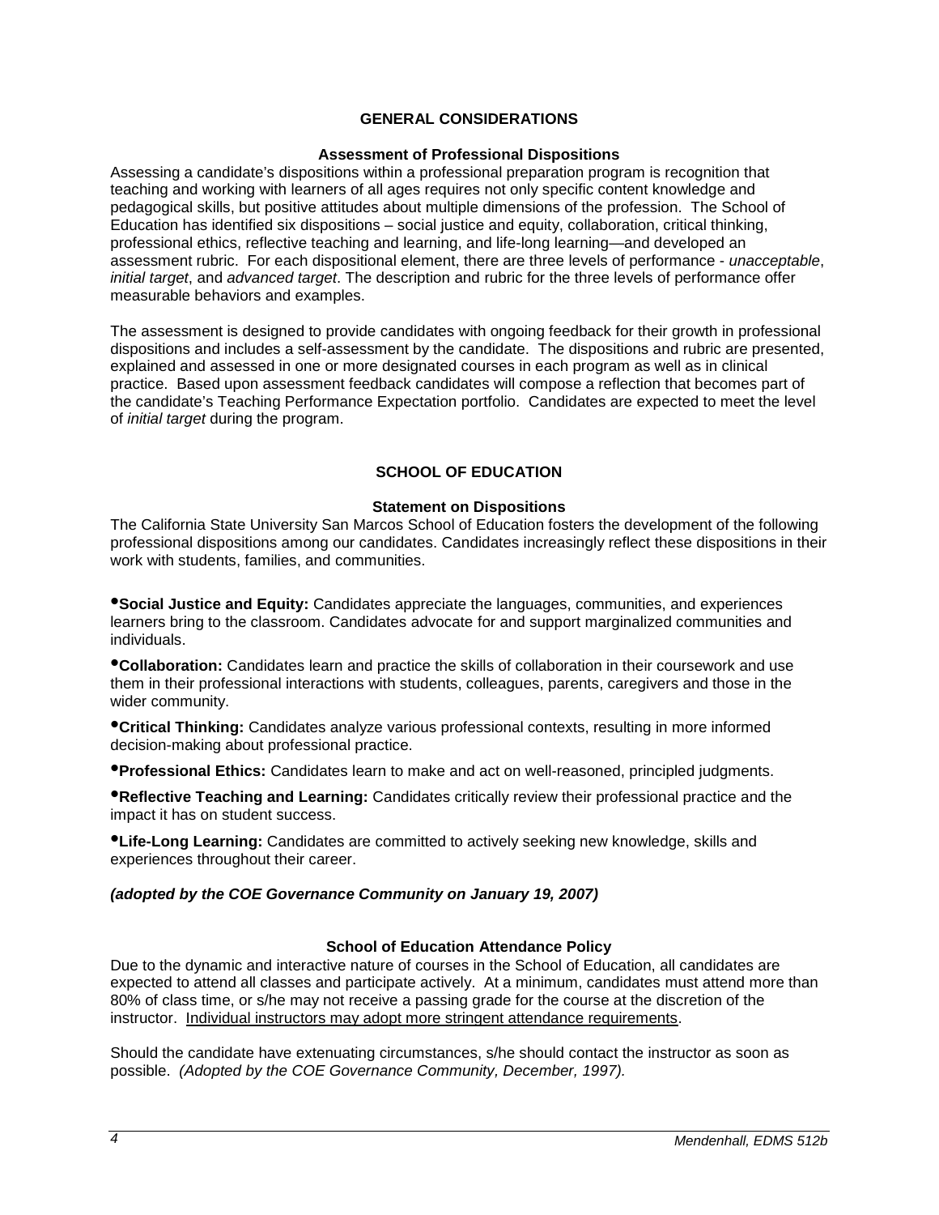## GENERAL CONSIDERATIONS

### Assessment of Professional Dispositions

Assessing a candidate's dispositions within a professional preparation program is recognition that teaching and working with learners of all ages requires not only specific content knowledge and pedagogical skills, but positive attitudes about multiple dimensions of the profession. The School of Education has identified six dispositions – social justice and equity, collaboration, critical thinking, professional ethics, reflective teaching and learning, and life-long learning—and developed an assessment rubric. For each dispositional element, there are three levels of performance - *unacceptable*, *initial target*, and *advanced target*. The description and rubric for the three levels of performance offer measurable behaviors and examples.

The assessment is designed to provide candidates with ongoing feedback for their growth in professional dispositions and includes a self-assessment by the candidate. The dispositions and rubric are presented, explained and assessed in one or more designated courses in each program as well as in clinical practice. Based upon assessment feedback candidates will compose a reflection that becomes part of the candidate's Teaching Performance Expectation portfolio. Candidates are expected to meet the level of *initial target* during the program.

## SCHOOL OF EDUCATION

### Statement on Dispositions

The California State University San Marcos School of Education fosters the development of the following professional dispositions among our candidates. Candidates increasingly reflect these dispositions in their work with students, families, and communities.

- **Social Justice and Equity:** Candidates appreciate the languages, communities, and experiences learners bring to the classroom. Candidates advocate for and support marginalized communities and individuals.
- **Collaboration:** Candidates learn and practice the skills of collaboration in their coursework and use them in their professional interactions with students, colleagues, parents, caregivers and those in the wider community.
- **Critical Thinking:** Candidates analyze various professional contexts, resulting in more informed decision-making about professional practice.
- **Professional Ethics:** Candidates learn to make and act on well-reasoned, principled judgments.
- **Reflective Teaching and Learning:** Candidates critically review their professional practice and the impact it has on student success.
- **Life-Long Learning:** Candidates are committed to actively seeking new knowledge, skills and experiences throughout their career.

***(adopted by the COE Governance Community on January 19, 2007)***

### School of Education Attendance Policy

Due to the dynamic and interactive nature of courses in the School of Education, all candidates are expected to attend all classes and participate actively. At a minimum, candidates must attend more than 80% of class time, or s/he may not receive a passing grade for the course at the discretion of the instructor. <u>Individual instructors may adopt more stringent attendance requirements</u>.

Should the candidate have extenuating circumstances, s/he should contact the instructor as soon as possible. *(Adopted by the COE Governance Community, December, 1997).*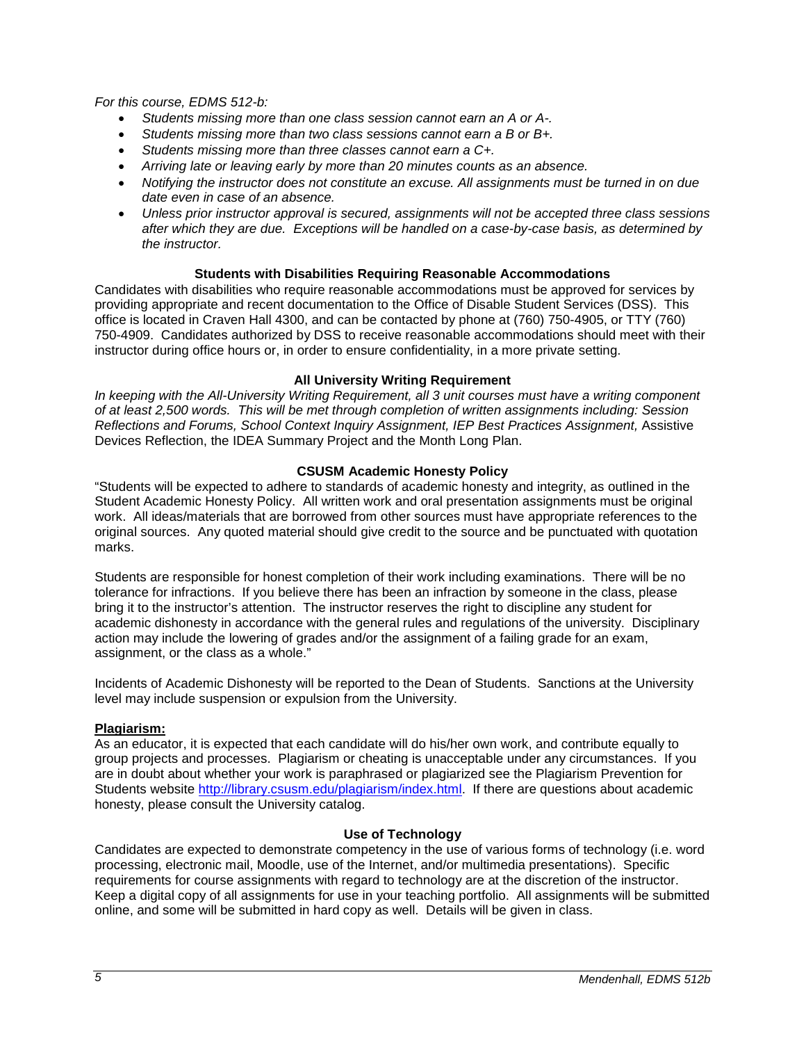*For this course, EDMS 512-b:*

- *Students missing more than one class session cannot earn an A or A-.*
- *Students missing more than two class sessions cannot earn a B or B+.*
- *Students missing more than three classes cannot earn a C+.*
- *Arriving late or leaving early by more than 20 minutes counts as an absence.*
- *Notifying the instructor does not constitute an excuse. All assignments must be turned in on due date even in case of an absence.*
- *Unless prior instructor approval is secured, assignments will not be accepted three class sessions after which they are due. Exceptions will be handled on a case-by-case basis, as determined by the instructor.*

### Students with Disabilities Requiring Reasonable Accommodations

Candidates with disabilities who require reasonable accommodations must be approved for services by providing appropriate and recent documentation to the Office of Disable Student Services (DSS). This office is located in Craven Hall 4300, and can be contacted by phone at (760) 750-4905, or TTY (760) 750-4909. Candidates authorized by DSS to receive reasonable accommodations should meet with their instructor during office hours or, in order to ensure confidentiality, in a more private setting.

### All University Writing Requirement

*In keeping with the All-University Writing Requirement, all 3 unit courses must have a writing component of at least 2,500 words. This will be met through completion of written assignments including: Session Reflections and Forums, School Context Inquiry Assignment, IEP Best Practices Assignment,* Assistive Devices Reflection, the IDEA Summary Project and the Month Long Plan.

### CSUSM Academic Honesty Policy

"Students will be expected to adhere to standards of academic honesty and integrity, as outlined in the Student Academic Honesty Policy. All written work and oral presentation assignments must be original work. All ideas/materials that are borrowed from other sources must have appropriate references to the original sources. Any quoted material should give credit to the source and be punctuated with quotation marks.

Students are responsible for honest completion of their work including examinations. There will be no tolerance for infractions. If you believe there has been an infraction by someone in the class, please bring it to the instructor's attention. The instructor reserves the right to discipline any student for academic dishonesty in accordance with the general rules and regulations of the university. Disciplinary action may include the lowering of grades and/or the assignment of a failing grade for an exam, assignment, or the class as a whole."

Incidents of Academic Dishonesty will be reported to the Dean of Students. Sanctions at the University level may include suspension or expulsion from the University.

**Plagiarism:**

As an educator, it is expected that each candidate will do his/her own work, and contribute equally to group projects and processes. Plagiarism or cheating is unacceptable under any circumstances. If you are in doubt about whether your work is paraphrased or plagiarized see the Plagiarism Prevention for Students website http://library.csusm.edu/plagiarism/index.html. If there are questions about academic honesty, please consult the University catalog.

### Use of Technology

Candidates are expected to demonstrate competency in the use of various forms of technology (i.e. word processing, electronic mail, Moodle, use of the Internet, and/or multimedia presentations). Specific requirements for course assignments with regard to technology are at the discretion of the instructor. Keep a digital copy of all assignments for use in your teaching portfolio. All assignments will be submitted online, and some will be submitted in hard copy as well. Details will be given in class.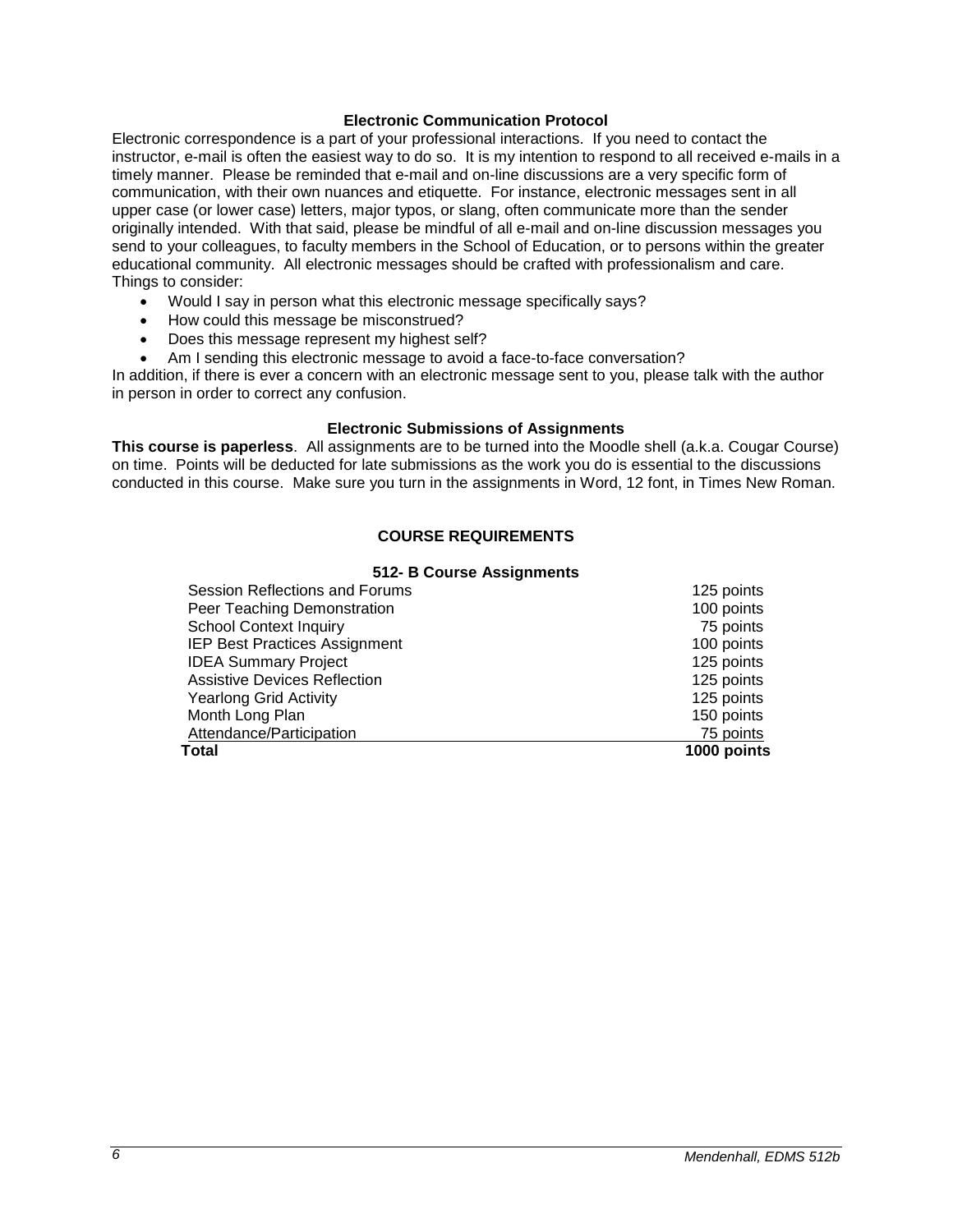### Electronic Communication Protocol

Electronic correspondence is a part of your professional interactions. If you need to contact the instructor, e-mail is often the easiest way to do so. It is my intention to respond to all received e-mails in a timely manner. Please be reminded that e-mail and on-line discussions are a very specific form of communication, with their own nuances and etiquette. For instance, electronic messages sent in all upper case (or lower case) letters, major typos, or slang, often communicate more than the sender originally intended. With that said, please be mindful of all e-mail and on-line discussion messages you send to your colleagues, to faculty members in the School of Education, or to persons within the greater educational community. All electronic messages should be crafted with professionalism and care. Things to consider:

- Would I say in person what this electronic message specifically says?
- How could this message be misconstrued?
- Does this message represent my highest self?
- Am I sending this electronic message to avoid a face-to-face conversation?

In addition, if there is ever a concern with an electronic message sent to you, please talk with the author in person in order to correct any confusion.

### Electronic Submissions of Assignments

**This course is paperless**. All assignments are to be turned into the Moodle shell (a.k.a. Cougar Course) on time. Points will be deducted for late submissions as the work you do is essential to the discussions conducted in this course. Make sure you turn in the assignments in Word, 12 font, in Times New Roman.

## COURSE REQUIREMENTS

### 512- B Course Assignments

| Assignment | Points |
|---|---|
| Session Reflections and Forums | 125 points |
| Peer Teaching Demonstration | 100 points |
| School Context Inquiry | 75 points |
| IEP Best Practices Assignment | 100 points |
| IDEA Summary Project | 125 points |
| Assistive Devices Reflection | 125 points |
| Yearlong Grid Activity | 125 points |
| Month Long Plan | 150 points |
| Attendance/Participation | 75 points |
| **Total** | **1000 points** |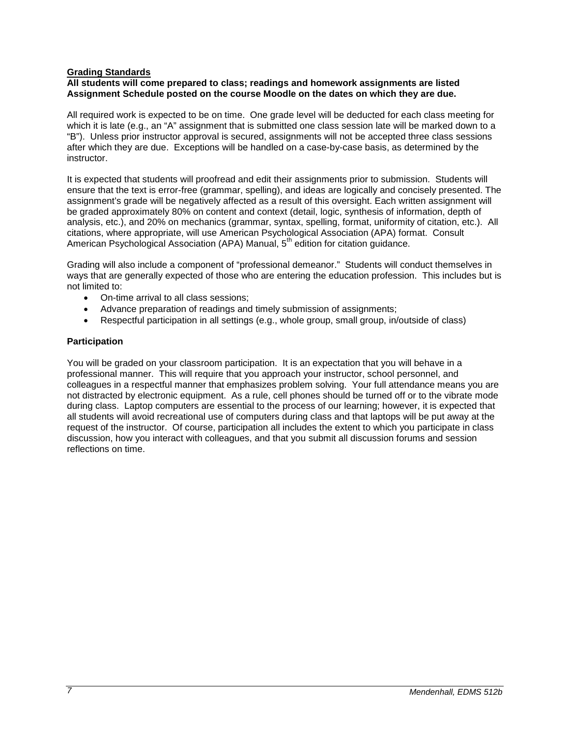## Grading Standards

**All students will come prepared to class; readings and homework assignments are listed Assignment Schedule posted on the course Moodle on the dates on which they are due.**

All required work is expected to be on time. One grade level will be deducted for each class meeting for which it is late (e.g., an "A" assignment that is submitted one class session late will be marked down to a "B"). Unless prior instructor approval is secured, assignments will not be accepted three class sessions after which they are due. Exceptions will be handled on a case-by-case basis, as determined by the instructor.

It is expected that students will proofread and edit their assignments prior to submission. Students will ensure that the text is error-free (grammar, spelling), and ideas are logically and concisely presented. The assignment's grade will be negatively affected as a result of this oversight. Each written assignment will be graded approximately 80% on content and context (detail, logic, synthesis of information, depth of analysis, etc.), and 20% on mechanics (grammar, syntax, spelling, format, uniformity of citation, etc.). All citations, where appropriate, will use American Psychological Association (APA) format. Consult American Psychological Association (APA) Manual, 5th edition for citation guidance.

Grading will also include a component of "professional demeanor." Students will conduct themselves in ways that are generally expected of those who are entering the education profession. This includes but is not limited to:

- On-time arrival to all class sessions;
- Advance preparation of readings and timely submission of assignments;
- Respectful participation in all settings (e.g., whole group, small group, in/outside of class)

### Participation

You will be graded on your classroom participation. It is an expectation that you will behave in a professional manner. This will require that you approach your instructor, school personnel, and colleagues in a respectful manner that emphasizes problem solving. Your full attendance means you are not distracted by electronic equipment. As a rule, cell phones should be turned off or to the vibrate mode during class. Laptop computers are essential to the process of our learning; however, it is expected that all students will avoid recreational use of computers during class and that laptops will be put away at the request of the instructor. Of course, participation all includes the extent to which you participate in class discussion, how you interact with colleagues, and that you submit all discussion forums and session reflections on time.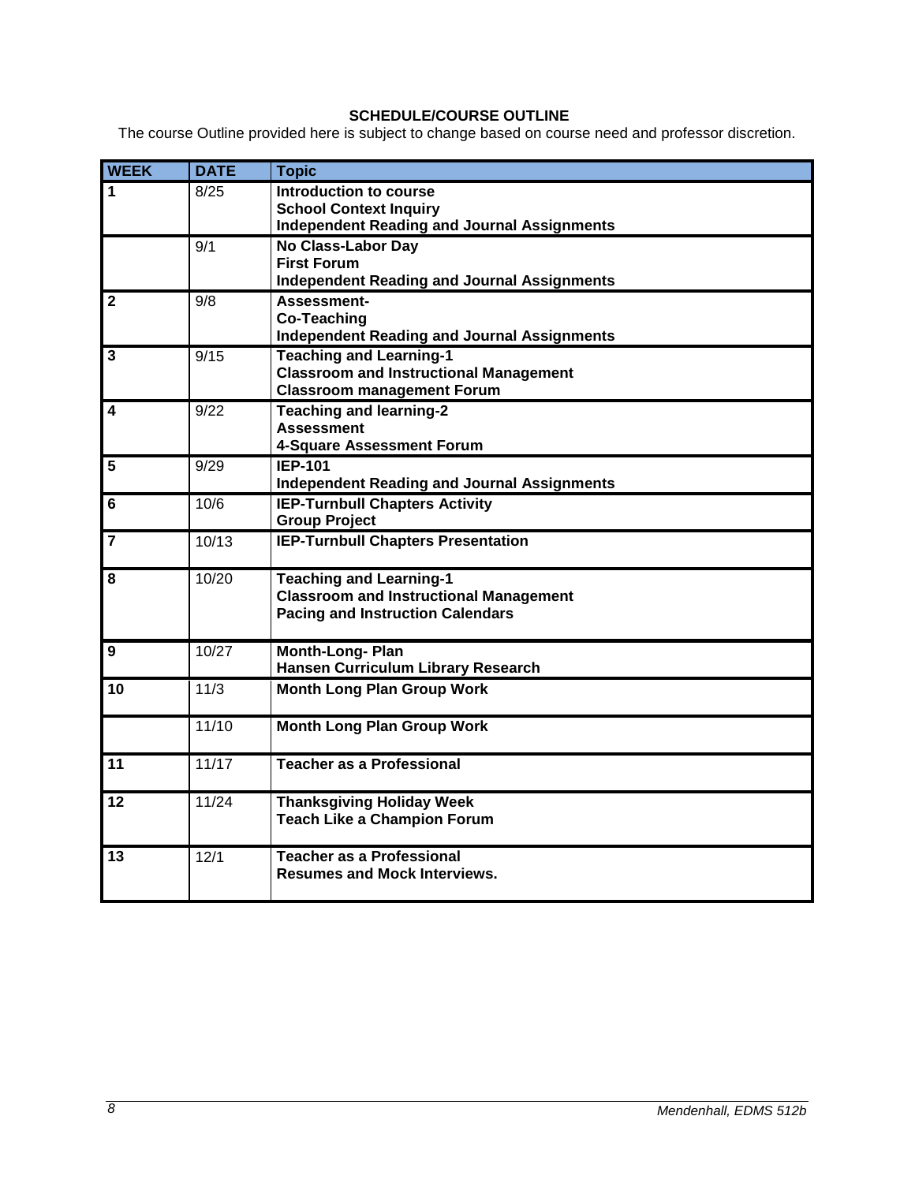**SCHEDULE/COURSE OUTLINE**

The course Outline provided here is subject to change based on course need and professor discretion.

| WEEK | DATE | Topic |
|---|---|---|
| 1 | 8/25 | **Introduction to course**<br>**School Context Inquiry**<br>**Independent Reading and Journal Assignments** |
| | 9/1 | **No Class-Labor Day**<br>**First Forum**<br>**Independent Reading and Journal Assignments** |
| 2 | 9/8 | **Assessment-**<br>**Co-Teaching**<br>**Independent Reading and Journal Assignments** |
| 3 | 9/15 | **Teaching and Learning-1**<br>**Classroom and Instructional Management**<br>**Classroom management Forum** |
| 4 | 9/22 | **Teaching and learning-2**<br>**Assessment**<br>**4-Square Assessment Forum** |
| 5 | 9/29 | **IEP-101**<br>**Independent Reading and Journal Assignments** |
| 6 | 10/6 | **IEP-Turnbull Chapters Activity**<br>**Group Project** |
| 7 | 10/13 | **IEP-Turnbull Chapters Presentation** |
| 8 | 10/20 | **Teaching and Learning-1**<br>**Classroom and Instructional Management**<br>**Pacing and Instruction Calendars** |
| 9 | 10/27 | **Month-Long- Plan**<br>**Hansen Curriculum Library Research** |
| 10 | 11/3 | **Month Long Plan Group Work** |
| | 11/10 | **Month Long Plan Group Work** |
| 11 | 11/17 | **Teacher as a Professional** |
| 12 | 11/24 | **Thanksgiving Holiday Week**<br>**Teach Like a Champion Forum** |
| 13 | 12/1 | **Teacher as a Professional**<br>**Resumes and Mock Interviews.** |